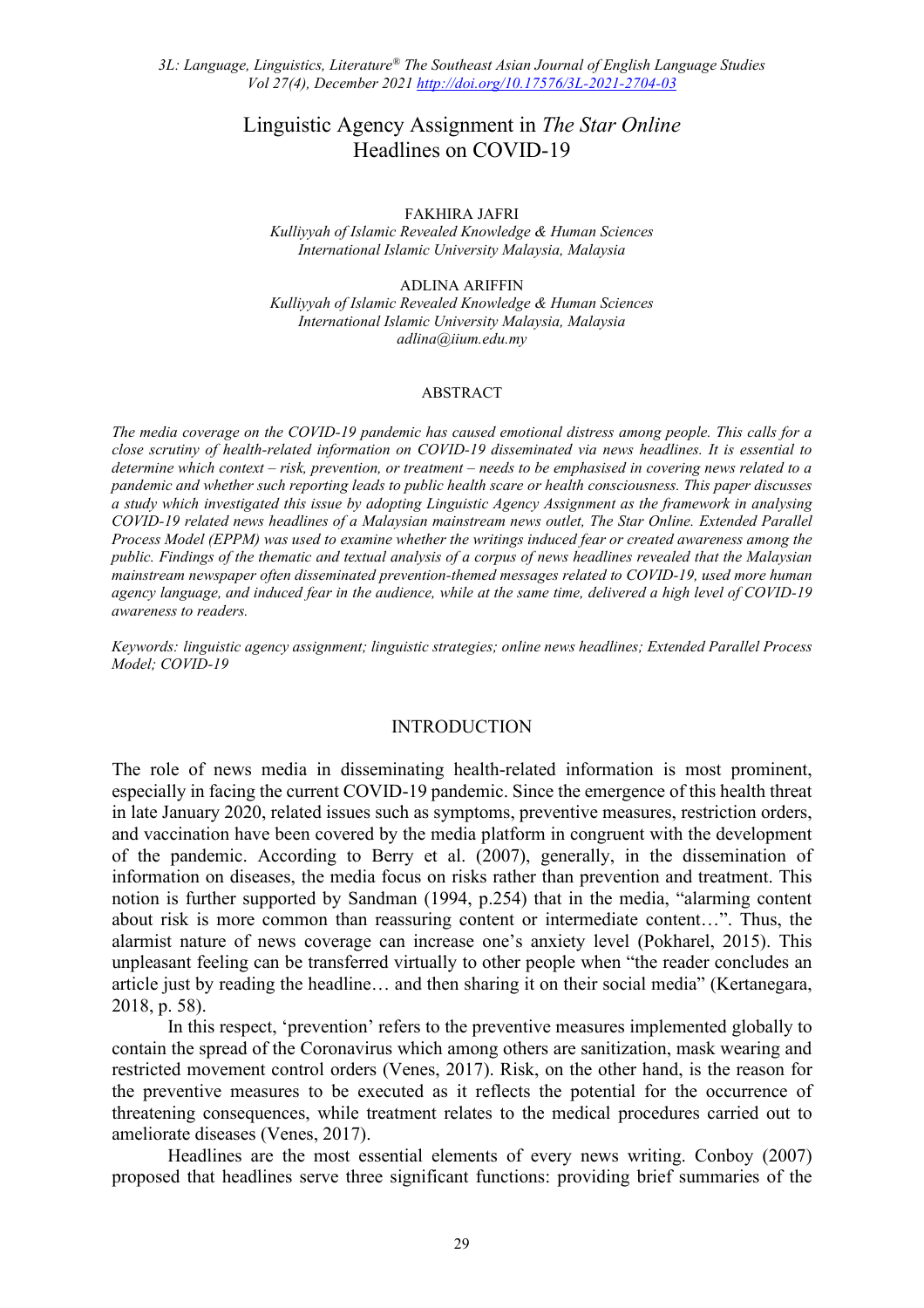# Linguistic Agency Assignment in *The Star Online* Headlines on COVID-19

FAKHIRA JAFRI
*Kulliyyah of Islamic Revealed Knowledge & Human Sciences*
*International Islamic University Malaysia, Malaysia*

ADLINA ARIFFIN
*Kulliyyah of Islamic Revealed Knowledge & Human Sciences*
*International Islamic University Malaysia, Malaysia*
*adlina@iium.edu.my*

## ABSTRACT

*The media coverage on the COVID-19 pandemic has caused emotional distress among people. This calls for a close scrutiny of health-related information on COVID-19 disseminated via news headlines. It is essential to determine which context – risk, prevention, or treatment – needs to be emphasised in covering news related to a pandemic and whether such reporting leads to public health scare or health consciousness. This paper discusses a study which investigated this issue by adopting Linguistic Agency Assignment as the framework in analysing COVID-19 related news headlines of a Malaysian mainstream news outlet, The Star Online. Extended Parallel Process Model (EPPM) was used to examine whether the writings induced fear or created awareness among the public. Findings of the thematic and textual analysis of a corpus of news headlines revealed that the Malaysian mainstream newspaper often disseminated prevention-themed messages related to COVID-19, used more human agency language, and induced fear in the audience, while at the same time, delivered a high level of COVID-19 awareness to readers.*

*Keywords: linguistic agency assignment; linguistic strategies; online news headlines; Extended Parallel Process Model; COVID-19*

## INTRODUCTION

The role of news media in disseminating health-related information is most prominent, especially in facing the current COVID-19 pandemic. Since the emergence of this health threat in late January 2020, related issues such as symptoms, preventive measures, restriction orders, and vaccination have been covered by the media platform in congruent with the development of the pandemic. According to Berry et al. (2007), generally, in the dissemination of information on diseases, the media focus on risks rather than prevention and treatment. This notion is further supported by Sandman (1994, p.254) that in the media, "alarming content about risk is more common than reassuring content or intermediate content…". Thus, the alarmist nature of news coverage can increase one's anxiety level (Pokharel, 2015). This unpleasant feeling can be transferred virtually to other people when "the reader concludes an article just by reading the headline… and then sharing it on their social media" (Kertanegara, 2018, p. 58).

In this respect, 'prevention' refers to the preventive measures implemented globally to contain the spread of the Coronavirus which among others are sanitization, mask wearing and restricted movement control orders (Venes, 2017). Risk, on the other hand, is the reason for the preventive measures to be executed as it reflects the potential for the occurrence of threatening consequences, while treatment relates to the medical procedures carried out to ameliorate diseases (Venes, 2017).

Headlines are the most essential elements of every news writing. Conboy (2007) proposed that headlines serve three significant functions: providing brief summaries of the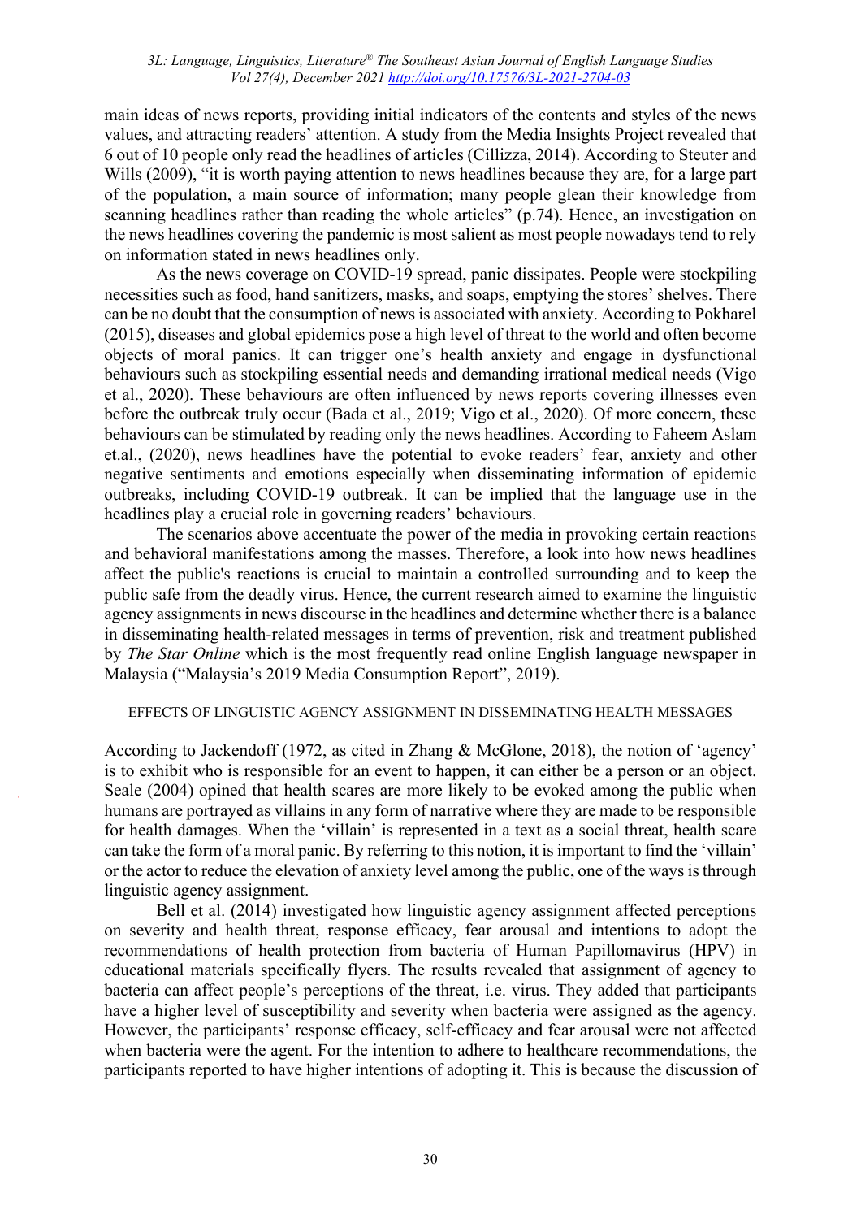main ideas of news reports, providing initial indicators of the contents and styles of the news values, and attracting readers' attention. A study from the Media Insights Project revealed that 6 out of 10 people only read the headlines of articles (Cillizza, 2014). According to Steuter and Wills (2009), "it is worth paying attention to news headlines because they are, for a large part of the population, a main source of information; many people glean their knowledge from scanning headlines rather than reading the whole articles" (p.74). Hence, an investigation on the news headlines covering the pandemic is most salient as most people nowadays tend to rely on information stated in news headlines only.

As the news coverage on COVID-19 spread, panic dissipates. People were stockpiling necessities such as food, hand sanitizers, masks, and soaps, emptying the stores' shelves. There can be no doubt that the consumption of news is associated with anxiety. According to Pokharel (2015), diseases and global epidemics pose a high level of threat to the world and often become objects of moral panics. It can trigger one's health anxiety and engage in dysfunctional behaviours such as stockpiling essential needs and demanding irrational medical needs (Vigo et al., 2020). These behaviours are often influenced by news reports covering illnesses even before the outbreak truly occur (Bada et al., 2019; Vigo et al., 2020). Of more concern, these behaviours can be stimulated by reading only the news headlines. According to Faheem Aslam et.al., (2020), news headlines have the potential to evoke readers' fear, anxiety and other negative sentiments and emotions especially when disseminating information of epidemic outbreaks, including COVID-19 outbreak. It can be implied that the language use in the headlines play a crucial role in governing readers' behaviours.

The scenarios above accentuate the power of the media in provoking certain reactions and behavioral manifestations among the masses. Therefore, a look into how news headlines affect the public's reactions is crucial to maintain a controlled surrounding and to keep the public safe from the deadly virus. Hence, the current research aimed to examine the linguistic agency assignments in news discourse in the headlines and determine whether there is a balance in disseminating health-related messages in terms of prevention, risk and treatment published by *The Star Online* which is the most frequently read online English language newspaper in Malaysia ("Malaysia's 2019 Media Consumption Report", 2019).

## EFFECTS OF LINGUISTIC AGENCY ASSIGNMENT IN DISSEMINATING HEALTH MESSAGES

According to Jackendoff (1972, as cited in Zhang & McGlone, 2018), the notion of 'agency' is to exhibit who is responsible for an event to happen, it can either be a person or an object. Seale (2004) opined that health scares are more likely to be evoked among the public when humans are portrayed as villains in any form of narrative where they are made to be responsible for health damages. When the 'villain' is represented in a text as a social threat, health scare can take the form of a moral panic. By referring to this notion, it is important to find the 'villain' or the actor to reduce the elevation of anxiety level among the public, one of the ways is through linguistic agency assignment.

Bell et al. (2014) investigated how linguistic agency assignment affected perceptions on severity and health threat, response efficacy, fear arousal and intentions to adopt the recommendations of health protection from bacteria of Human Papillomavirus (HPV) in educational materials specifically flyers. The results revealed that assignment of agency to bacteria can affect people's perceptions of the threat, i.e. virus. They added that participants have a higher level of susceptibility and severity when bacteria were assigned as the agency. However, the participants' response efficacy, self-efficacy and fear arousal were not affected when bacteria were the agent. For the intention to adhere to healthcare recommendations, the participants reported to have higher intentions of adopting it. This is because the discussion of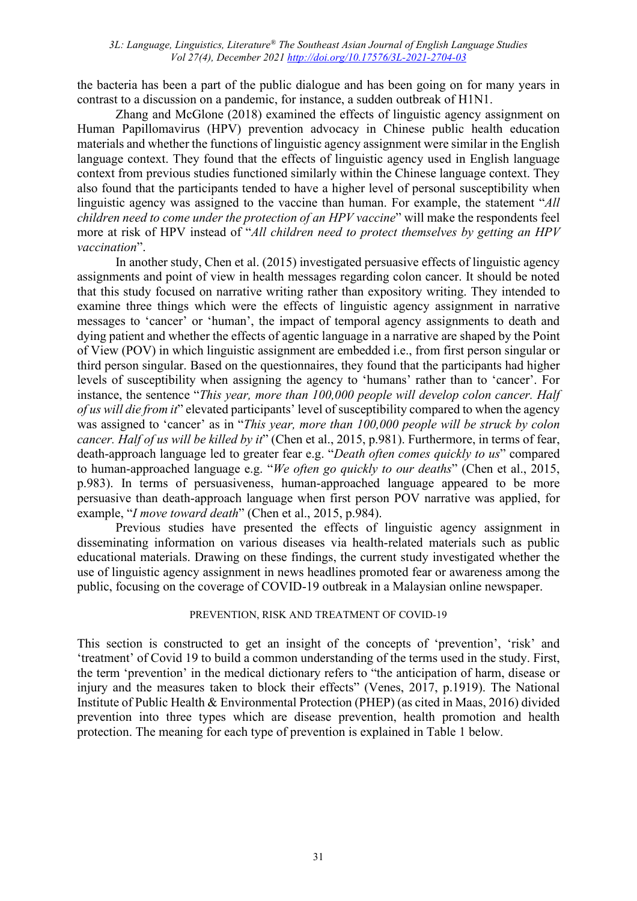the bacteria has been a part of the public dialogue and has been going on for many years in contrast to a discussion on a pandemic, for instance, a sudden outbreak of H1N1.

Zhang and McGlone (2018) examined the effects of linguistic agency assignment on Human Papillomavirus (HPV) prevention advocacy in Chinese public health education materials and whether the functions of linguistic agency assignment were similar in the English language context. They found that the effects of linguistic agency used in English language context from previous studies functioned similarly within the Chinese language context. They also found that the participants tended to have a higher level of personal susceptibility when linguistic agency was assigned to the vaccine than human. For example, the statement "*All children need to come under the protection of an HPV vaccine*" will make the respondents feel more at risk of HPV instead of "*All children need to protect themselves by getting an HPV vaccination*".

In another study, Chen et al. (2015) investigated persuasive effects of linguistic agency assignments and point of view in health messages regarding colon cancer. It should be noted that this study focused on narrative writing rather than expository writing. They intended to examine three things which were the effects of linguistic agency assignment in narrative messages to 'cancer' or 'human', the impact of temporal agency assignments to death and dying patient and whether the effects of agentic language in a narrative are shaped by the Point of View (POV) in which linguistic assignment are embedded i.e., from first person singular or third person singular. Based on the questionnaires, they found that the participants had higher levels of susceptibility when assigning the agency to 'humans' rather than to 'cancer'. For instance, the sentence "*This year, more than 100,000 people will develop colon cancer. Half of us will die from it*" elevated participants' level of susceptibility compared to when the agency was assigned to 'cancer' as in "*This year, more than 100,000 people will be struck by colon cancer. Half of us will be killed by it*" (Chen et al., 2015, p.981). Furthermore, in terms of fear, death-approach language led to greater fear e.g. "*Death often comes quickly to us*" compared to human-approached language e.g. "*We often go quickly to our deaths*" (Chen et al., 2015, p.983). In terms of persuasiveness, human-approached language appeared to be more persuasive than death-approach language when first person POV narrative was applied, for example, "*I move toward death*" (Chen et al., 2015, p.984).

Previous studies have presented the effects of linguistic agency assignment in disseminating information on various diseases via health-related materials such as public educational materials. Drawing on these findings, the current study investigated whether the use of linguistic agency assignment in news headlines promoted fear or awareness among the public, focusing on the coverage of COVID-19 outbreak in a Malaysian online newspaper.

## PREVENTION, RISK AND TREATMENT OF COVID-19

This section is constructed to get an insight of the concepts of 'prevention', 'risk' and 'treatment' of Covid 19 to build a common understanding of the terms used in the study. First, the term 'prevention' in the medical dictionary refers to "the anticipation of harm, disease or injury and the measures taken to block their effects" (Venes, 2017, p.1919). The National Institute of Public Health & Environmental Protection (PHEP) (as cited in Maas, 2016) divided prevention into three types which are disease prevention, health promotion and health protection. The meaning for each type of prevention is explained in Table 1 below.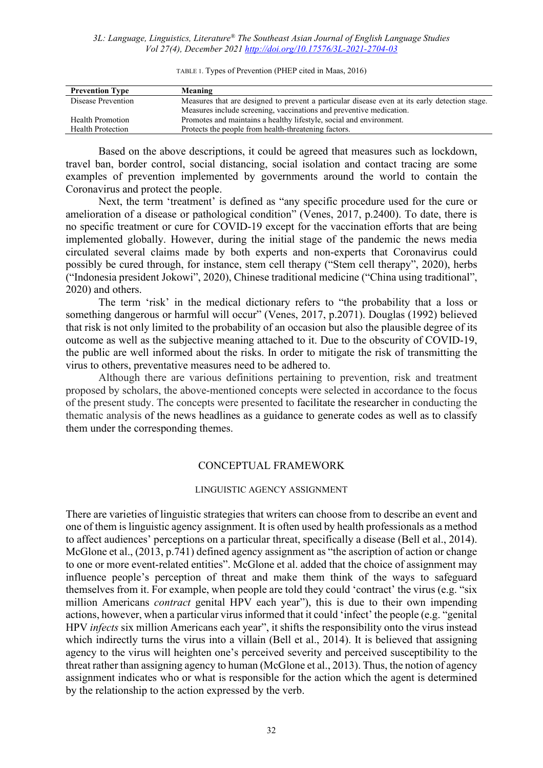TABLE 1. Types of Prevention (PHEP cited in Maas, 2016)

| Prevention Type | Meaning |
| --- | --- |
| Disease Prevention | Measures that are designed to prevent a particular disease even at its early detection stage. Measures include screening, vaccinations and preventive medication. |
| Health Promotion | Promotes and maintains a healthy lifestyle, social and environment. |
| Health Protection | Protects the people from health-threatening factors. |

Based on the above descriptions, it could be agreed that measures such as lockdown, travel ban, border control, social distancing, social isolation and contact tracing are some examples of prevention implemented by governments around the world to contain the Coronavirus and protect the people.

Next, the term 'treatment' is defined as "any specific procedure used for the cure or amelioration of a disease or pathological condition" (Venes, 2017, p.2400). To date, there is no specific treatment or cure for COVID-19 except for the vaccination efforts that are being implemented globally. However, during the initial stage of the pandemic the news media circulated several claims made by both experts and non-experts that Coronavirus could possibly be cured through, for instance, stem cell therapy ("Stem cell therapy", 2020), herbs ("Indonesia president Jokowi", 2020), Chinese traditional medicine ("China using traditional", 2020) and others.

The term 'risk' in the medical dictionary refers to "the probability that a loss or something dangerous or harmful will occur" (Venes, 2017, p.2071). Douglas (1992) believed that risk is not only limited to the probability of an occasion but also the plausible degree of its outcome as well as the subjective meaning attached to it. Due to the obscurity of COVID-19, the public are well informed about the risks. In order to mitigate the risk of transmitting the virus to others, preventative measures need to be adhered to.

Although there are various definitions pertaining to prevention, risk and treatment proposed by scholars, the above-mentioned concepts were selected in accordance to the focus of the present study. The concepts were presented to facilitate the researcher in conducting the thematic analysis of the news headlines as a guidance to generate codes as well as to classify them under the corresponding themes.

## CONCEPTUAL FRAMEWORK

### LINGUISTIC AGENCY ASSIGNMENT

There are varieties of linguistic strategies that writers can choose from to describe an event and one of them is linguistic agency assignment. It is often used by health professionals as a method to affect audiences' perceptions on a particular threat, specifically a disease (Bell et al., 2014). McGlone et al., (2013, p.741) defined agency assignment as "the ascription of action or change to one or more event-related entities". McGlone et al. added that the choice of assignment may influence people's perception of threat and make them think of the ways to safeguard themselves from it. For example, when people are told they could 'contract' the virus (e.g. "six million Americans *contract* genital HPV each year"), this is due to their own impending actions, however, when a particular virus informed that it could 'infect' the people (e.g. "genital HPV *infects* six million Americans each year", it shifts the responsibility onto the virus instead which indirectly turns the virus into a villain (Bell et al., 2014). It is believed that assigning agency to the virus will heighten one's perceived severity and perceived susceptibility to the threat rather than assigning agency to human (McGlone et al., 2013). Thus, the notion of agency assignment indicates who or what is responsible for the action which the agent is determined by the relationship to the action expressed by the verb.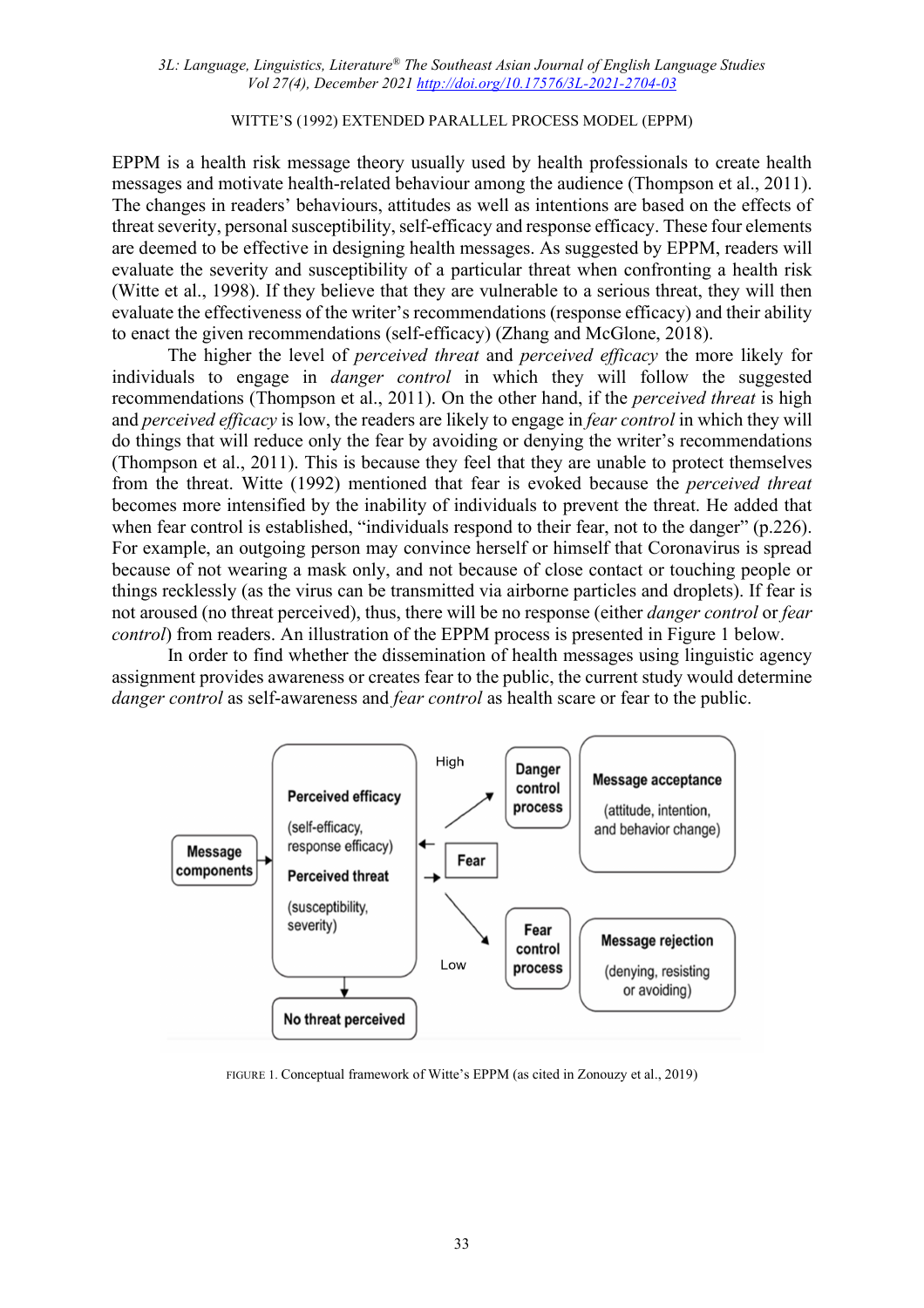## WITTE'S (1992) EXTENDED PARALLEL PROCESS MODEL (EPPM)

EPPM is a health risk message theory usually used by health professionals to create health messages and motivate health-related behaviour among the audience (Thompson et al., 2011). The changes in readers' behaviours, attitudes as well as intentions are based on the effects of threat severity, personal susceptibility, self-efficacy and response efficacy. These four elements are deemed to be effective in designing health messages. As suggested by EPPM, readers will evaluate the severity and susceptibility of a particular threat when confronting a health risk (Witte et al., 1998). If they believe that they are vulnerable to a serious threat, they will then evaluate the effectiveness of the writer's recommendations (response efficacy) and their ability to enact the given recommendations (self-efficacy) (Zhang and McGlone, 2018).

The higher the level of *perceived threat* and *perceived efficacy* the more likely for individuals to engage in *danger control* in which they will follow the suggested recommendations (Thompson et al., 2011). On the other hand, if the *perceived threat* is high and *perceived efficacy* is low, the readers are likely to engage in *fear control* in which they will do things that will reduce only the fear by avoiding or denying the writer's recommendations (Thompson et al., 2011). This is because they feel that they are unable to protect themselves from the threat. Witte (1992) mentioned that fear is evoked because the *perceived threat* becomes more intensified by the inability of individuals to prevent the threat. He added that when fear control is established, "individuals respond to their fear, not to the danger" (p.226). For example, an outgoing person may convince herself or himself that Coronavirus is spread because of not wearing a mask only, and not because of close contact or touching people or things recklessly (as the virus can be transmitted via airborne particles and droplets). If fear is not aroused (no threat perceived), thus, there will be no response (either *danger control* or *fear control*) from readers. An illustration of the EPPM process is presented in Figure 1 below.

In order to find whether the dissemination of health messages using linguistic agency assignment provides awareness or creates fear to the public, the current study would determine *danger control* as self-awareness and *fear control* as health scare or fear to the public.

FIGURE 1. Conceptual framework of Witte's EPPM (as cited in Zonouzy et al., 2019)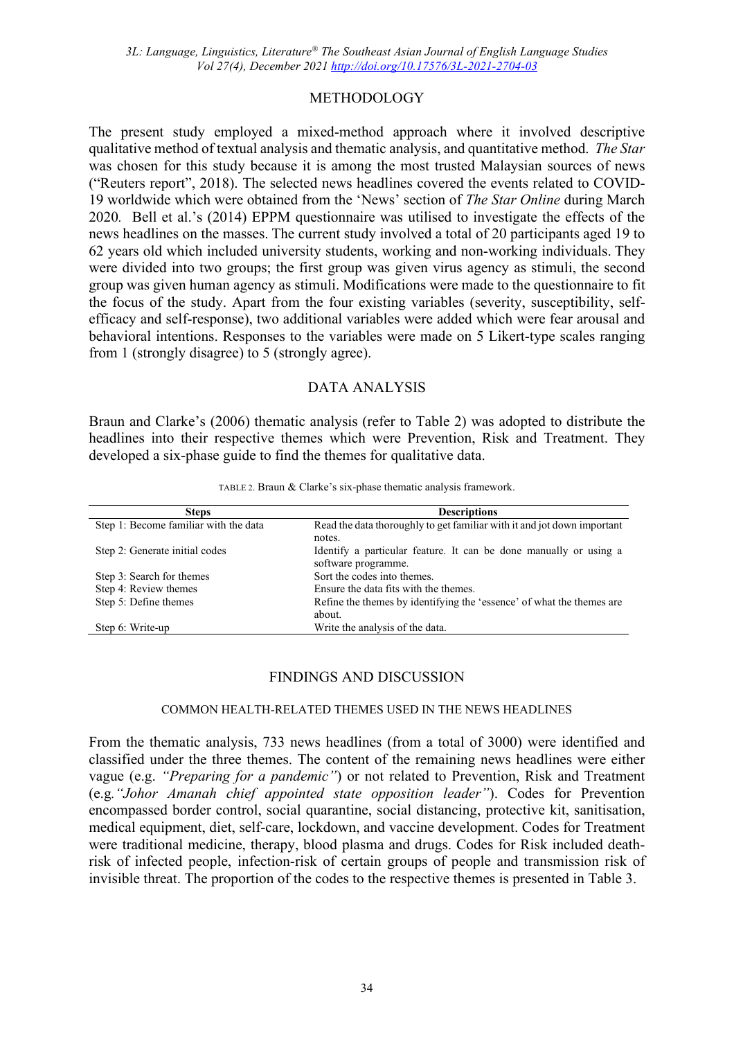## METHODOLOGY

The present study employed a mixed-method approach where it involved descriptive qualitative method of textual analysis and thematic analysis, and quantitative method. *The Star* was chosen for this study because it is among the most trusted Malaysian sources of news ("Reuters report", 2018). The selected news headlines covered the events related to COVID-19 worldwide which were obtained from the 'News' section of *The Star Online* during March 2020. Bell et al.'s (2014) EPPM questionnaire was utilised to investigate the effects of the news headlines on the masses. The current study involved a total of 20 participants aged 19 to 62 years old which included university students, working and non-working individuals. They were divided into two groups; the first group was given virus agency as stimuli, the second group was given human agency as stimuli. Modifications were made to the questionnaire to fit the focus of the study. Apart from the four existing variables (severity, susceptibility, self-efficacy and self-response), two additional variables were added which were fear arousal and behavioral intentions. Responses to the variables were made on 5 Likert-type scales ranging from 1 (strongly disagree) to 5 (strongly agree).

## DATA ANALYSIS

Braun and Clarke's (2006) thematic analysis (refer to Table 2) was adopted to distribute the headlines into their respective themes which were Prevention, Risk and Treatment. They developed a six-phase guide to find the themes for qualitative data.

TABLE 2. Braun & Clarke's six-phase thematic analysis framework.

| Steps | Descriptions |
|---|---|
| Step 1: Become familiar with the data | Read the data thoroughly to get familiar with it and jot down important notes. |
| Step 2: Generate initial codes | Identify a particular feature. It can be done manually or using a software programme. |
| Step 3: Search for themes | Sort the codes into themes. |
| Step 4: Review themes | Ensure the data fits with the themes. |
| Step 5: Define themes | Refine the themes by identifying the 'essence' of what the themes are about. |
| Step 6: Write-up | Write the analysis of the data. |

## FINDINGS AND DISCUSSION

### COMMON HEALTH-RELATED THEMES USED IN THE NEWS HEADLINES

From the thematic analysis, 733 news headlines (from a total of 3000) were identified and classified under the three themes. The content of the remaining news headlines were either vague (e.g. *"Preparing for a pandemic"*) or not related to Prevention, Risk and Treatment (e.g. *"Johor Amanah chief appointed state opposition leader"*). Codes for Prevention encompassed border control, social quarantine, social distancing, protective kit, sanitisation, medical equipment, diet, self-care, lockdown, and vaccine development. Codes for Treatment were traditional medicine, therapy, blood plasma and drugs. Codes for Risk included death-risk of infected people, infection-risk of certain groups of people and transmission risk of invisible threat. The proportion of the codes to the respective themes is presented in Table 3.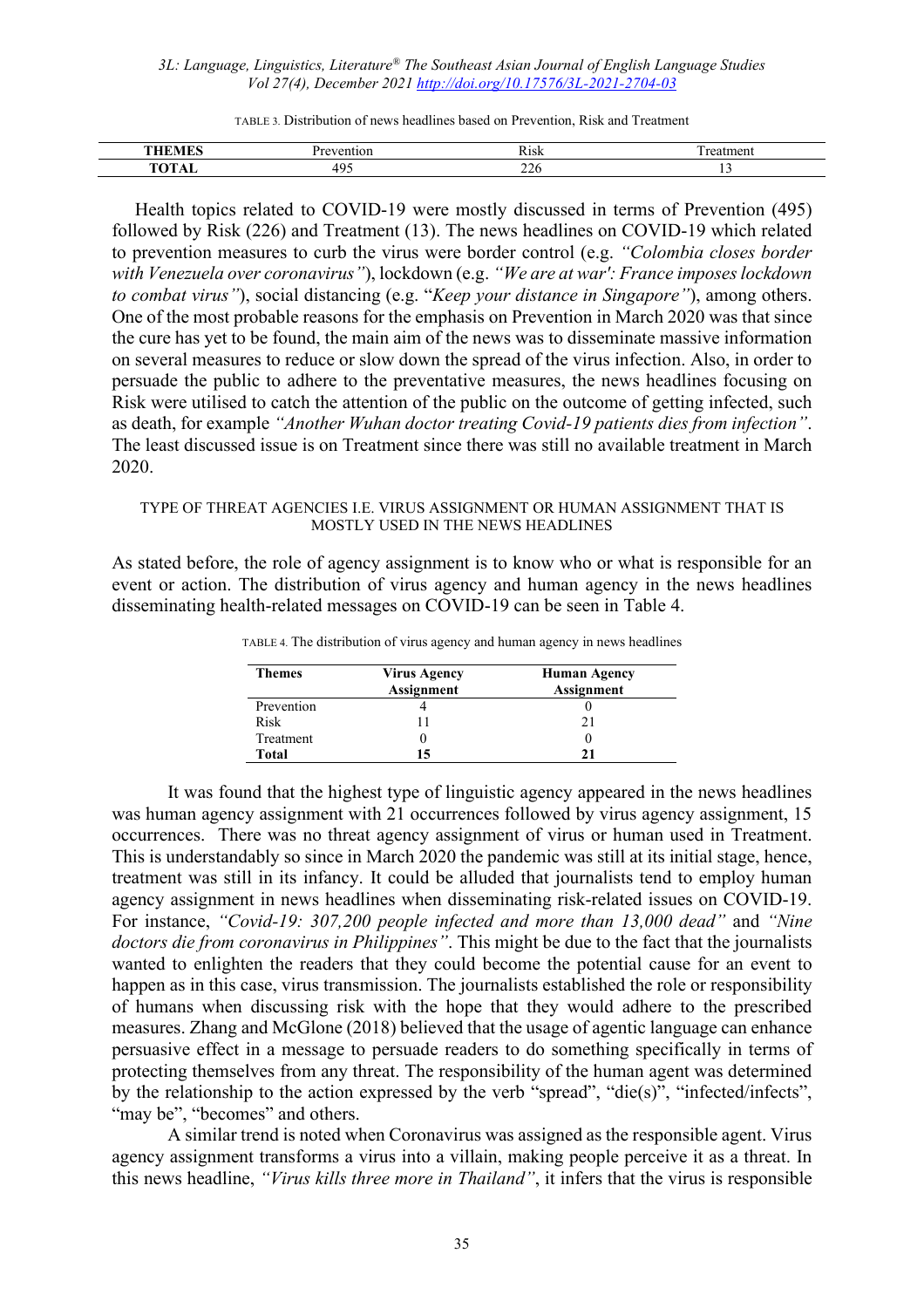TABLE 3. Distribution of news headlines based on Prevention, Risk and Treatment

| THEMES | Prevention | Risk | Treatment |
|---|---|---|---|
| TOTAL | 495 | 226 | 13 |

Health topics related to COVID-19 were mostly discussed in terms of Prevention (495) followed by Risk (226) and Treatment (13). The news headlines on COVID-19 which related to prevention measures to curb the virus were border control (e.g. *"Colombia closes border with Venezuela over coronavirus"*), lockdown (e.g. *"We are at war': France imposes lockdown to combat virus"*), social distancing (e.g. "*Keep your distance in Singapore"*), among others. One of the most probable reasons for the emphasis on Prevention in March 2020 was that since the cure has yet to be found, the main aim of the news was to disseminate massive information on several measures to reduce or slow down the spread of the virus infection. Also, in order to persuade the public to adhere to the preventative measures, the news headlines focusing on Risk were utilised to catch the attention of the public on the outcome of getting infected, such as death, for example *"Another Wuhan doctor treating Covid-19 patients dies from infection"*. The least discussed issue is on Treatment since there was still no available treatment in March 2020.

## TYPE OF THREAT AGENCIES I.E. VIRUS ASSIGNMENT OR HUMAN ASSIGNMENT THAT IS MOSTLY USED IN THE NEWS HEADLINES

As stated before, the role of agency assignment is to know who or what is responsible for an event or action. The distribution of virus agency and human agency in the news headlines disseminating health-related messages on COVID-19 can be seen in Table 4.

TABLE 4. The distribution of virus agency and human agency in news headlines

| Themes | Virus Agency Assignment | Human Agency Assignment |
|---|---|---|
| Prevention | 4 | 0 |
| Risk | 11 | 21 |
| Treatment | 0 | 0 |
| **Total** | **15** | **21** |

It was found that the highest type of linguistic agency appeared in the news headlines was human agency assignment with 21 occurrences followed by virus agency assignment, 15 occurrences. There was no threat agency assignment of virus or human used in Treatment. This is understandably so since in March 2020 the pandemic was still at its initial stage, hence, treatment was still in its infancy. It could be alluded that journalists tend to employ human agency assignment in news headlines when disseminating risk-related issues on COVID-19. For instance, *"Covid-19: 307,200 people infected and more than 13,000 dead"* and *"Nine doctors die from coronavirus in Philippines"*. This might be due to the fact that the journalists wanted to enlighten the readers that they could become the potential cause for an event to happen as in this case, virus transmission. The journalists established the role or responsibility of humans when discussing risk with the hope that they would adhere to the prescribed measures. Zhang and McGlone (2018) believed that the usage of agentic language can enhance persuasive effect in a message to persuade readers to do something specifically in terms of protecting themselves from any threat. The responsibility of the human agent was determined by the relationship to the action expressed by the verb "spread", "die(s)", "infected/infects", "may be", "becomes" and others.

A similar trend is noted when Coronavirus was assigned as the responsible agent. Virus agency assignment transforms a virus into a villain, making people perceive it as a threat. In this news headline, *"Virus kills three more in Thailand"*, it infers that the virus is responsible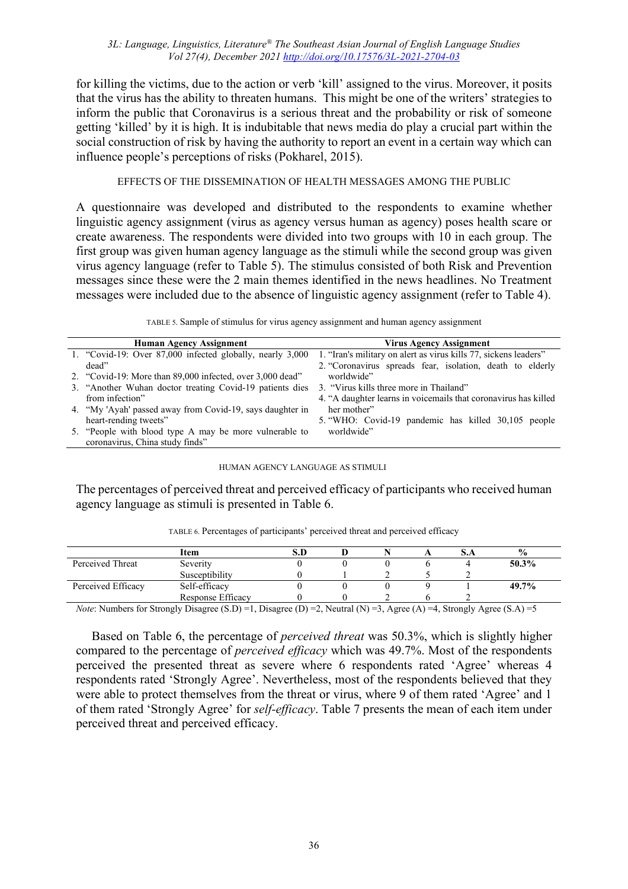for killing the victims, due to the action or verb 'kill' assigned to the virus. Moreover, it posits that the virus has the ability to threaten humans. This might be one of the writers' strategies to inform the public that Coronavirus is a serious threat and the probability or risk of someone getting 'killed' by it is high. It is indubitable that news media do play a crucial part within the social construction of risk by having the authority to report an event in a certain way which can influence people's perceptions of risks (Pokharel, 2015).

## EFFECTS OF THE DISSEMINATION OF HEALTH MESSAGES AMONG THE PUBLIC

A questionnaire was developed and distributed to the respondents to examine whether linguistic agency assignment (virus as agency versus human as agency) poses health scare or create awareness. The respondents were divided into two groups with 10 in each group. The first group was given human agency language as the stimuli while the second group was given virus agency language (refer to Table 5). The stimulus consisted of both Risk and Prevention messages since these were the 2 main themes identified in the news headlines. No Treatment messages were included due to the absence of linguistic agency assignment (refer to Table 4).

TABLE 5. Sample of stimulus for virus agency assignment and human agency assignment

| Human Agency Assignment | Virus Agency Assignment |
|---|---|
| 1. "Covid-19: Over 87,000 infected globally, nearly 3,000 dead" | 1. "Iran's military on alert as virus kills 77, sickens leaders" |
| 2. "Covid-19: More than 89,000 infected, over 3,000 dead" | 2. "Coronavirus spreads fear, isolation, death to elderly worldwide" |
| 3. "Another Wuhan doctor treating Covid-19 patients dies from infection" | 3. "Virus kills three more in Thailand" |
| 4. "My 'Ayah' passed away from Covid-19, says daughter in heart-rending tweets" | 4. "A daughter learns in voicemails that coronavirus has killed her mother" |
| 5. "People with blood type A may be more vulnerable to coronavirus, China study finds" | 5. "WHO: Covid-19 pandemic has killed 30,105 people worldwide" |

### HUMAN AGENCY LANGUAGE AS STIMULI

The percentages of perceived threat and perceived efficacy of participants who received human agency language as stimuli is presented in Table 6.

TABLE 6. Percentages of participants' perceived threat and perceived efficacy

| | Item | S.D | D | N | A | S.A | % |
|---|---|---|---|---|---|---|---|
| Perceived Threat | Severity | 0 | 0 | 0 | 6 | 4 | **50.3%** |
| | Susceptibility | 0 | 1 | 2 | 5 | 2 | |
| Perceived Efficacy | Self-efficacy | 0 | 0 | 0 | 9 | 1 | **49.7%** |
| | Response Efficacy | 0 | 0 | 2 | 6 | 2 | |

*Note*: Numbers for Strongly Disagree (S.D) =1, Disagree (D) =2, Neutral (N) =3, Agree (A) =4, Strongly Agree (S.A) =5

Based on Table 6, the percentage of *perceived threat* was 50.3%, which is slightly higher compared to the percentage of *perceived efficacy* which was 49.7%. Most of the respondents perceived the presented threat as severe where 6 respondents rated 'Agree' whereas 4 respondents rated 'Strongly Agree'. Nevertheless, most of the respondents believed that they were able to protect themselves from the threat or virus, where 9 of them rated 'Agree' and 1 of them rated 'Strongly Agree' for *self-efficacy*. Table 7 presents the mean of each item under perceived threat and perceived efficacy.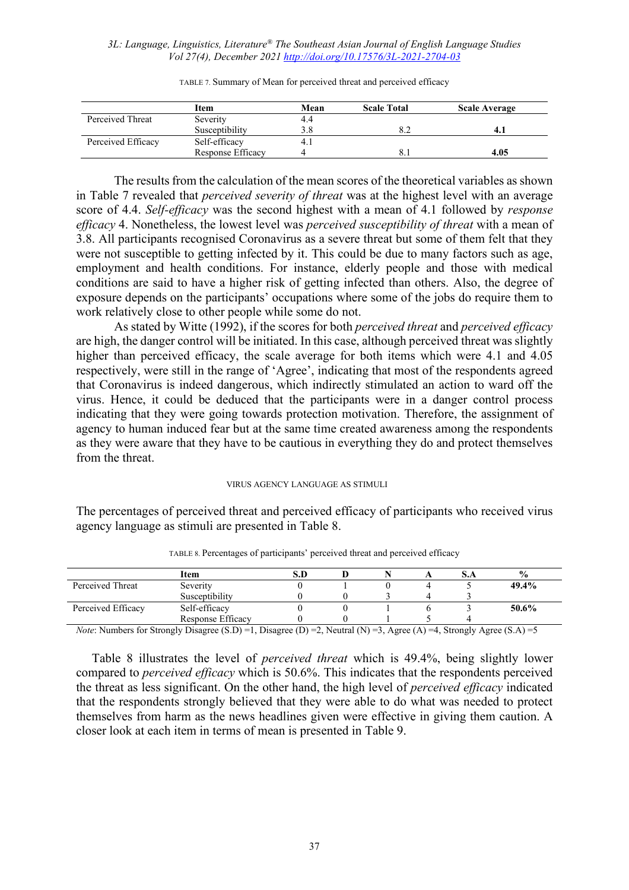TABLE 7. Summary of Mean for perceived threat and perceived efficacy

| | Item | Mean | Scale Total | Scale Average |
|---|---|---|---|---|
| Perceived Threat | Severity | 4.4 | | |
| | Susceptibility | 3.8 | 8.2 | **4.1** |
| Perceived Efficacy | Self-efficacy | 4.1 | | |
| | Response Efficacy | 4 | 8.1 | **4.05** |

The results from the calculation of the mean scores of the theoretical variables as shown in Table 7 revealed that *perceived severity of threat* was at the highest level with an average score of 4.4. *Self-efficacy* was the second highest with a mean of 4.1 followed by *response efficacy* 4. Nonetheless, the lowest level was *perceived susceptibility of threat* with a mean of 3.8. All participants recognised Coronavirus as a severe threat but some of them felt that they were not susceptible to getting infected by it. This could be due to many factors such as age, employment and health conditions. For instance, elderly people and those with medical conditions are said to have a higher risk of getting infected than others. Also, the degree of exposure depends on the participants' occupations where some of the jobs do require them to work relatively close to other people while some do not.

As stated by Witte (1992), if the scores for both *perceived threat* and *perceived efficacy* are high, the danger control will be initiated. In this case, although perceived threat was slightly higher than perceived efficacy, the scale average for both items which were 4.1 and 4.05 respectively, were still in the range of 'Agree', indicating that most of the respondents agreed that Coronavirus is indeed dangerous, which indirectly stimulated an action to ward off the virus. Hence, it could be deduced that the participants were in a danger control process indicating that they were going towards protection motivation. Therefore, the assignment of agency to human induced fear but at the same time created awareness among the respondents as they were aware that they have to be cautious in everything they do and protect themselves from the threat.

## VIRUS AGENCY LANGUAGE AS STIMULI

The percentages of perceived threat and perceived efficacy of participants who received virus agency language as stimuli are presented in Table 8.

TABLE 8. Percentages of participants' perceived threat and perceived efficacy

| | Item | S.D | D | N | A | S.A | % |
|---|---|---|---|---|---|---|---|
| Perceived Threat | Severity | 0 | 1 | 0 | 4 | 5 | **49.4%** |
| | Susceptibility | 0 | 0 | 3 | 4 | 3 | |
| Perceived Efficacy | Self-efficacy | 0 | 0 | 1 | 6 | 3 | **50.6%** |
| | Response Efficacy | 0 | 0 | 1 | 5 | 4 | |

*Note*: Numbers for Strongly Disagree (S.D) =1, Disagree (D) =2, Neutral (N) =3, Agree (A) =4, Strongly Agree (S.A) =5

Table 8 illustrates the level of *perceived threat* which is 49.4%, being slightly lower compared to *perceived efficacy* which is 50.6%. This indicates that the respondents perceived the threat as less significant. On the other hand, the high level of *perceived efficacy* indicated that the respondents strongly believed that they were able to do what was needed to protect themselves from harm as the news headlines given were effective in giving them caution. A closer look at each item in terms of mean is presented in Table 9.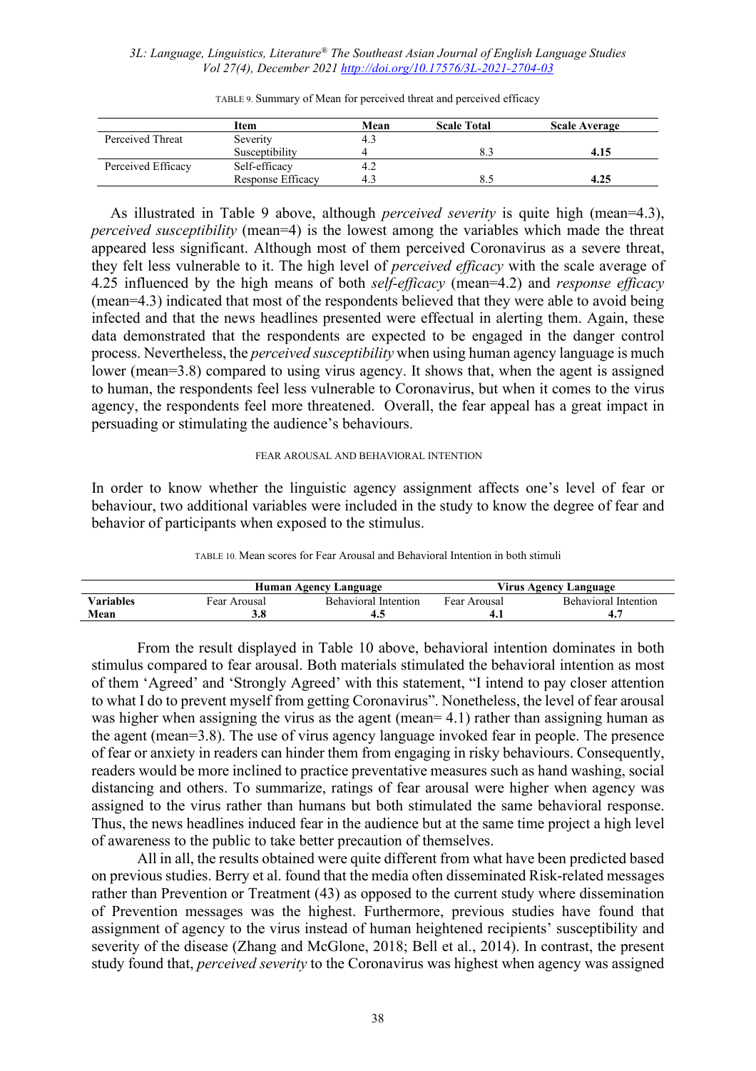TABLE 9. Summary of Mean for perceived threat and perceived efficacy

| | Item | Mean | Scale Total | Scale Average |
|---|---|---|---|---|
| Perceived Threat | Severity | 4.3 | | |
| | Susceptibility | 4 | 8.3 | **4.15** |
| Perceived Efficacy | Self-efficacy | 4.2 | | |
| | Response Efficacy | 4.3 | 8.5 | **4.25** |

As illustrated in Table 9 above, although *perceived severity* is quite high (mean=4.3), *perceived susceptibility* (mean=4) is the lowest among the variables which made the threat appeared less significant. Although most of them perceived Coronavirus as a severe threat, they felt less vulnerable to it. The high level of *perceived efficacy* with the scale average of 4.25 influenced by the high means of both *self-efficacy* (mean=4.2) and *response efficacy* (mean=4.3) indicated that most of the respondents believed that they were able to avoid being infected and that the news headlines presented were effectual in alerting them. Again, these data demonstrated that the respondents are expected to be engaged in the danger control process. Nevertheless, the *perceived susceptibility* when using human agency language is much lower (mean=3.8) compared to using virus agency. It shows that, when the agent is assigned to human, the respondents feel less vulnerable to Coronavirus, but when it comes to the virus agency, the respondents feel more threatened. Overall, the fear appeal has a great impact in persuading or stimulating the audience's behaviours.

### FEAR AROUSAL AND BEHAVIORAL INTENTION

In order to know whether the linguistic agency assignment affects one's level of fear or behaviour, two additional variables were included in the study to know the degree of fear and behavior of participants when exposed to the stimulus.

TABLE 10. Mean scores for Fear Arousal and Behavioral Intention in both stimuli

| | Human Agency Language | | Virus Agency Language | |
|---|---|---|---|---|
| **Variables** | Fear Arousal | Behavioral Intention | Fear Arousal | Behavioral Intention |
| **Mean** | **3.8** | **4.5** | **4.1** | **4.7** |

From the result displayed in Table 10 above, behavioral intention dominates in both stimulus compared to fear arousal. Both materials stimulated the behavioral intention as most of them 'Agreed' and 'Strongly Agreed' with this statement, "I intend to pay closer attention to what I do to prevent myself from getting Coronavirus". Nonetheless, the level of fear arousal was higher when assigning the virus as the agent (mean= 4.1) rather than assigning human as the agent (mean=3.8). The use of virus agency language invoked fear in people. The presence of fear or anxiety in readers can hinder them from engaging in risky behaviours. Consequently, readers would be more inclined to practice preventative measures such as hand washing, social distancing and others. To summarize, ratings of fear arousal were higher when agency was assigned to the virus rather than humans but both stimulated the same behavioral response. Thus, the news headlines induced fear in the audience but at the same time project a high level of awareness to the public to take better precaution of themselves.

All in all, the results obtained were quite different from what have been predicted based on previous studies. Berry et al. found that the media often disseminated Risk-related messages rather than Prevention or Treatment (43) as opposed to the current study where dissemination of Prevention messages was the highest. Furthermore, previous studies have found that assignment of agency to the virus instead of human heightened recipients' susceptibility and severity of the disease (Zhang and McGlone, 2018; Bell et al., 2014). In contrast, the present study found that, *perceived severity* to the Coronavirus was highest when agency was assigned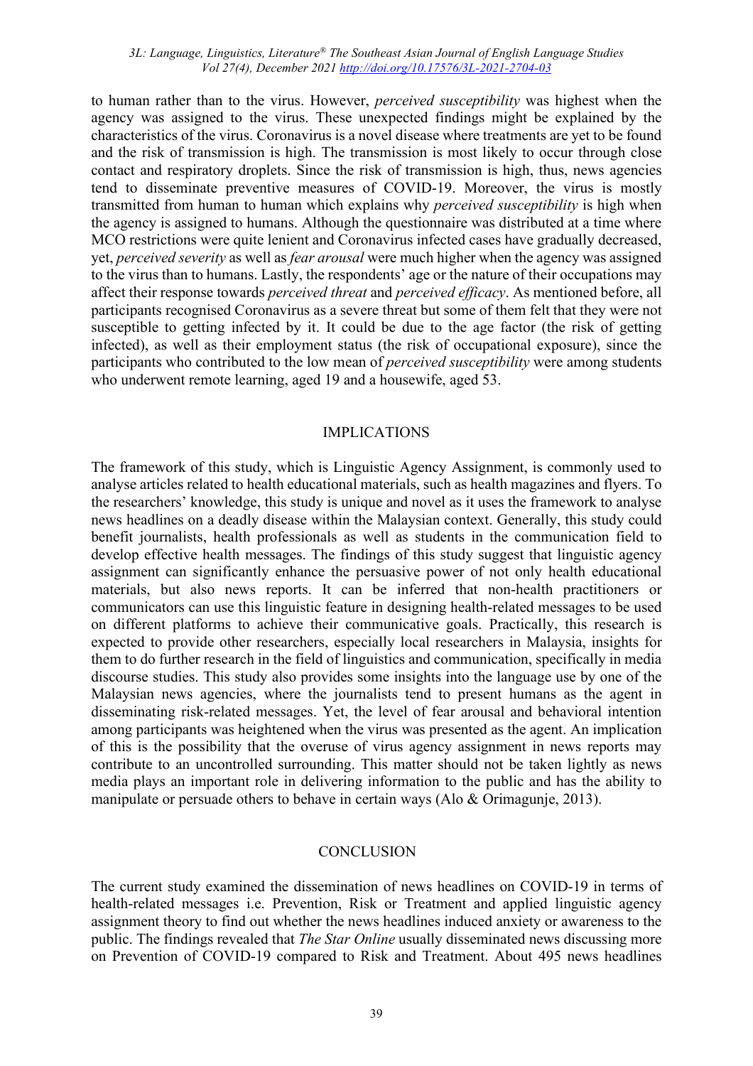to human rather than to the virus. However, *perceived susceptibility* was highest when the agency was assigned to the virus. These unexpected findings might be explained by the characteristics of the virus. Coronavirus is a novel disease where treatments are yet to be found and the risk of transmission is high. The transmission is most likely to occur through close contact and respiratory droplets. Since the risk of transmission is high, thus, news agencies tend to disseminate preventive measures of COVID-19. Moreover, the virus is mostly transmitted from human to human which explains why *perceived susceptibility* is high when the agency is assigned to humans. Although the questionnaire was distributed at a time where MCO restrictions were quite lenient and Coronavirus infected cases have gradually decreased, yet, *perceived severity* as well as *fear arousal* were much higher when the agency was assigned to the virus than to humans. Lastly, the respondents' age or the nature of their occupations may affect their response towards *perceived threat* and *perceived efficacy*. As mentioned before, all participants recognised Coronavirus as a severe threat but some of them felt that they were not susceptible to getting infected by it. It could be due to the age factor (the risk of getting infected), as well as their employment status (the risk of occupational exposure), since the participants who contributed to the low mean of *perceived susceptibility* were among students who underwent remote learning, aged 19 and a housewife, aged 53.

## IMPLICATIONS

The framework of this study, which is Linguistic Agency Assignment, is commonly used to analyse articles related to health educational materials, such as health magazines and flyers. To the researchers' knowledge, this study is unique and novel as it uses the framework to analyse news headlines on a deadly disease within the Malaysian context. Generally, this study could benefit journalists, health professionals as well as students in the communication field to develop effective health messages. The findings of this study suggest that linguistic agency assignment can significantly enhance the persuasive power of not only health educational materials, but also news reports. It can be inferred that non-health practitioners or communicators can use this linguistic feature in designing health-related messages to be used on different platforms to achieve their communicative goals. Practically, this research is expected to provide other researchers, especially local researchers in Malaysia, insights for them to do further research in the field of linguistics and communication, specifically in media discourse studies. This study also provides some insights into the language use by one of the Malaysian news agencies, where the journalists tend to present humans as the agent in disseminating risk-related messages. Yet, the level of fear arousal and behavioral intention among participants was heightened when the virus was presented as the agent. An implication of this is the possibility that the overuse of virus agency assignment in news reports may contribute to an uncontrolled surrounding. This matter should not be taken lightly as news media plays an important role in delivering information to the public and has the ability to manipulate or persuade others to behave in certain ways (Alo & Orimagunje, 2013).

## CONCLUSION

The current study examined the dissemination of news headlines on COVID-19 in terms of health-related messages i.e. Prevention, Risk or Treatment and applied linguistic agency assignment theory to find out whether the news headlines induced anxiety or awareness to the public. The findings revealed that *The Star Online* usually disseminated news discussing more on Prevention of COVID-19 compared to Risk and Treatment. About 495 news headlines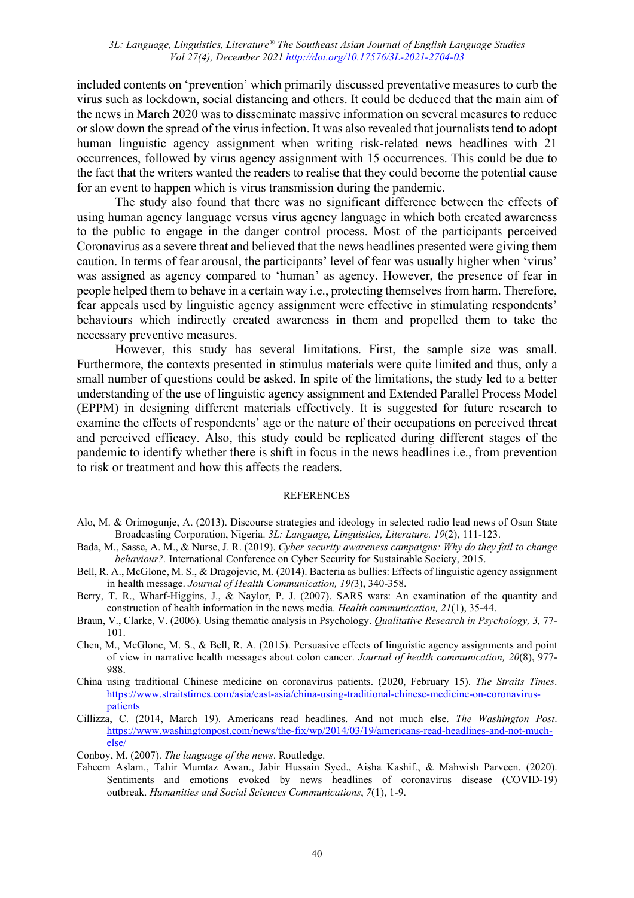included contents on 'prevention' which primarily discussed preventative measures to curb the virus such as lockdown, social distancing and others. It could be deduced that the main aim of the news in March 2020 was to disseminate massive information on several measures to reduce or slow down the spread of the virus infection. It was also revealed that journalists tend to adopt human linguistic agency assignment when writing risk-related news headlines with 21 occurrences, followed by virus agency assignment with 15 occurrences. This could be due to the fact that the writers wanted the readers to realise that they could become the potential cause for an event to happen which is virus transmission during the pandemic.

The study also found that there was no significant difference between the effects of using human agency language versus virus agency language in which both created awareness to the public to engage in the danger control process. Most of the participants perceived Coronavirus as a severe threat and believed that the news headlines presented were giving them caution. In terms of fear arousal, the participants' level of fear was usually higher when 'virus' was assigned as agency compared to 'human' as agency. However, the presence of fear in people helped them to behave in a certain way i.e., protecting themselves from harm. Therefore, fear appeals used by linguistic agency assignment were effective in stimulating respondents' behaviours which indirectly created awareness in them and propelled them to take the necessary preventive measures.

However, this study has several limitations. First, the sample size was small. Furthermore, the contexts presented in stimulus materials were quite limited and thus, only a small number of questions could be asked. In spite of the limitations, the study led to a better understanding of the use of linguistic agency assignment and Extended Parallel Process Model (EPPM) in designing different materials effectively. It is suggested for future research to examine the effects of respondents' age or the nature of their occupations on perceived threat and perceived efficacy. Also, this study could be replicated during different stages of the pandemic to identify whether there is shift in focus in the news headlines i.e., from prevention to risk or treatment and how this affects the readers.

## REFERENCES

Alo, M. & Orimogunje, A. (2013). Discourse strategies and ideology in selected radio lead news of Osun State Broadcasting Corporation, Nigeria. *3L: Language, Linguistics, Literature. 19*(2), 111-123.

Bada, M., Sasse, A. M., & Nurse, J. R. (2019). *Cyber security awareness campaigns: Why do they fail to change behaviour?.* International Conference on Cyber Security for Sustainable Society, 2015.

Bell, R. A., McGlone, M. S., & Dragojevic, M. (2014). Bacteria as bullies: Effects of linguistic agency assignment in health message. *Journal of Health Communication, 19(*3), 340-358.

Berry, T. R., Wharf-Higgins, J., & Naylor, P. J. (2007). SARS wars: An examination of the quantity and construction of health information in the news media. *Health communication, 21*(1), 35-44.

Braun, V., Clarke, V. (2006). Using thematic analysis in Psychology. *Qualitative Research in Psychology, 3,* 77-101.

Chen, M., McGlone, M. S., & Bell, R. A. (2015). Persuasive effects of linguistic agency assignments and point of view in narrative health messages about colon cancer. *Journal of health communication, 20*(8), 977-988.

China using traditional Chinese medicine on coronavirus patients. (2020, February 15). *The Straits Times*. https://www.straitstimes.com/asia/east-asia/china-using-traditional-chinese-medicine-on-coronavirus-patients

Cillizza, C. (2014, March 19). Americans read headlines. And not much else. *The Washington Post*. https://www.washingtonpost.com/news/the-fix/wp/2014/03/19/americans-read-headlines-and-not-much-else/

Conboy, M. (2007). *The language of the news*. Routledge.

Faheem Aslam., Tahir Mumtaz Awan., Jabir Hussain Syed., Aisha Kashif., & Mahwish Parveen. (2020). Sentiments and emotions evoked by news headlines of coronavirus disease (COVID-19) outbreak. *Humanities and Social Sciences Communications*, *7*(1), 1-9.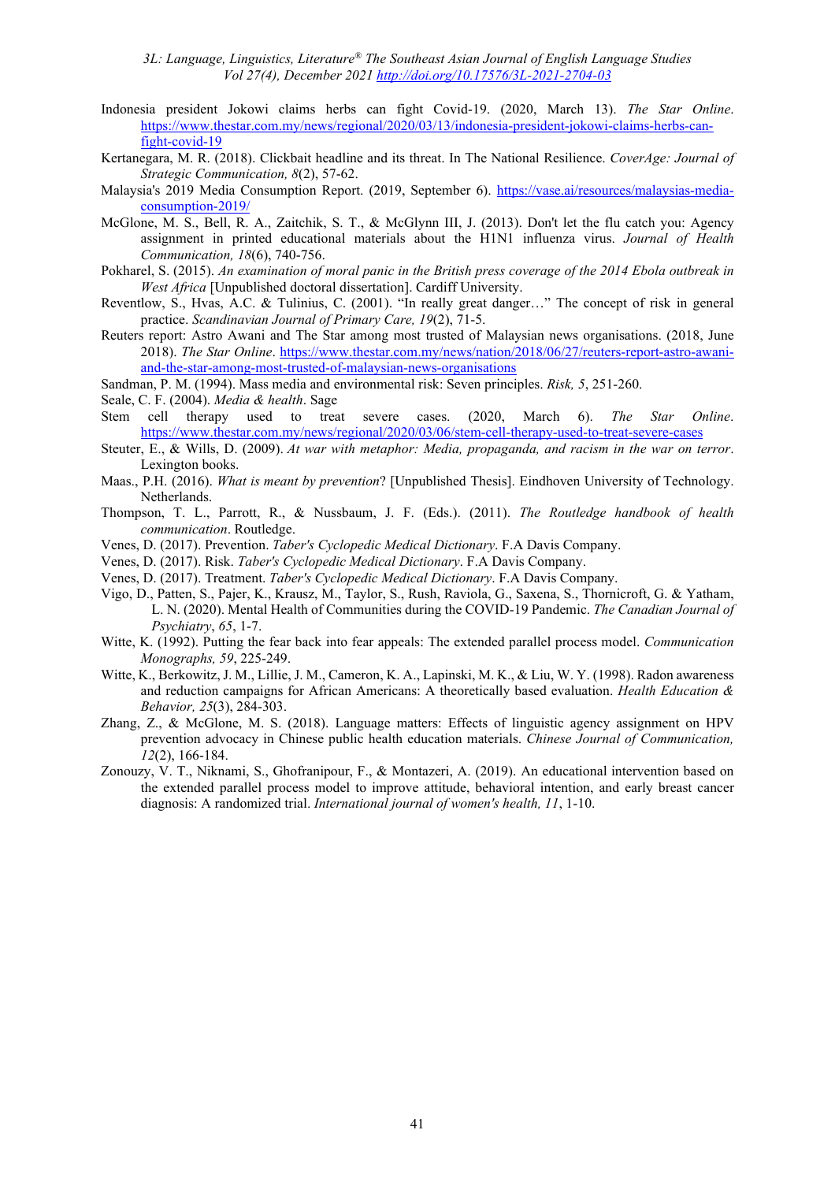Indonesia president Jokowi claims herbs can fight Covid-19. (2020, March 13). *The Star Online*. https://www.thestar.com.my/news/regional/2020/03/13/indonesia-president-jokowi-claims-herbs-can-fight-covid-19

Kertanegara, M. R. (2018). Clickbait headline and its threat. In The National Resilience. *CoverAge: Journal of Strategic Communication, 8*(2), 57-62.

Malaysia's 2019 Media Consumption Report. (2019, September 6). https://vase.ai/resources/malaysias-media-consumption-2019/

McGlone, M. S., Bell, R. A., Zaitchik, S. T., & McGlynn III, J. (2013). Don't let the flu catch you: Agency assignment in printed educational materials about the H1N1 influenza virus. *Journal of Health Communication, 18*(6), 740-756.

Pokharel, S. (2015). *An examination of moral panic in the British press coverage of the 2014 Ebola outbreak in West Africa* [Unpublished doctoral dissertation]. Cardiff University.

Reventlow, S., Hvas, A.C. & Tulinius, C. (2001). "In really great danger…" The concept of risk in general practice. *Scandinavian Journal of Primary Care, 19*(2), 71-5.

Reuters report: Astro Awani and The Star among most trusted of Malaysian news organisations. (2018, June 2018). *The Star Online*. https://www.thestar.com.my/news/nation/2018/06/27/reuters-report-astro-awani-and-the-star-among-most-trusted-of-malaysian-news-organisations

Sandman, P. M. (1994). Mass media and environmental risk: Seven principles. *Risk, 5*, 251-260.

Seale, C. F. (2004). *Media & health*. Sage

Stem cell therapy used to treat severe cases. (2020, March 6). *The Star Online*. https://www.thestar.com.my/news/regional/2020/03/06/stem-cell-therapy-used-to-treat-severe-cases

Steuter, E., & Wills, D. (2009). *At war with metaphor: Media, propaganda, and racism in the war on terror*. Lexington books.

Maas., P.H. (2016). *What is meant by prevention*? [Unpublished Thesis]. Eindhoven University of Technology. Netherlands.

Thompson, T. L., Parrott, R., & Nussbaum, J. F. (Eds.). (2011). *The Routledge handbook of health communication*. Routledge.

Venes, D. (2017). Prevention. *Taber's Cyclopedic Medical Dictionary*. F.A Davis Company.

Venes, D. (2017). Risk. *Taber's Cyclopedic Medical Dictionary*. F.A Davis Company.

Venes, D. (2017). Treatment. *Taber's Cyclopedic Medical Dictionary*. F.A Davis Company.

Vigo, D., Patten, S., Pajer, K., Krausz, M., Taylor, S., Rush, Raviola, G., Saxena, S., Thornicroft, G. & Yatham, L. N. (2020). Mental Health of Communities during the COVID-19 Pandemic. *The Canadian Journal of Psychiatry*, *65*, 1-7.

Witte, K. (1992). Putting the fear back into fear appeals: The extended parallel process model. *Communication Monographs, 59*, 225-249.

Witte, K., Berkowitz, J. M., Lillie, J. M., Cameron, K. A., Lapinski, M. K., & Liu, W. Y. (1998). Radon awareness and reduction campaigns for African Americans: A theoretically based evaluation. *Health Education & Behavior, 25*(3), 284-303.

Zhang, Z., & McGlone, M. S. (2018). Language matters: Effects of linguistic agency assignment on HPV prevention advocacy in Chinese public health education materials. *Chinese Journal of Communication, 12*(2), 166-184.

Zonouzy, V. T., Niknami, S., Ghofranipour, F., & Montazeri, A. (2019). An educational intervention based on the extended parallel process model to improve attitude, behavioral intention, and early breast cancer diagnosis: A randomized trial. *International journal of women's health, 11*, 1-10.